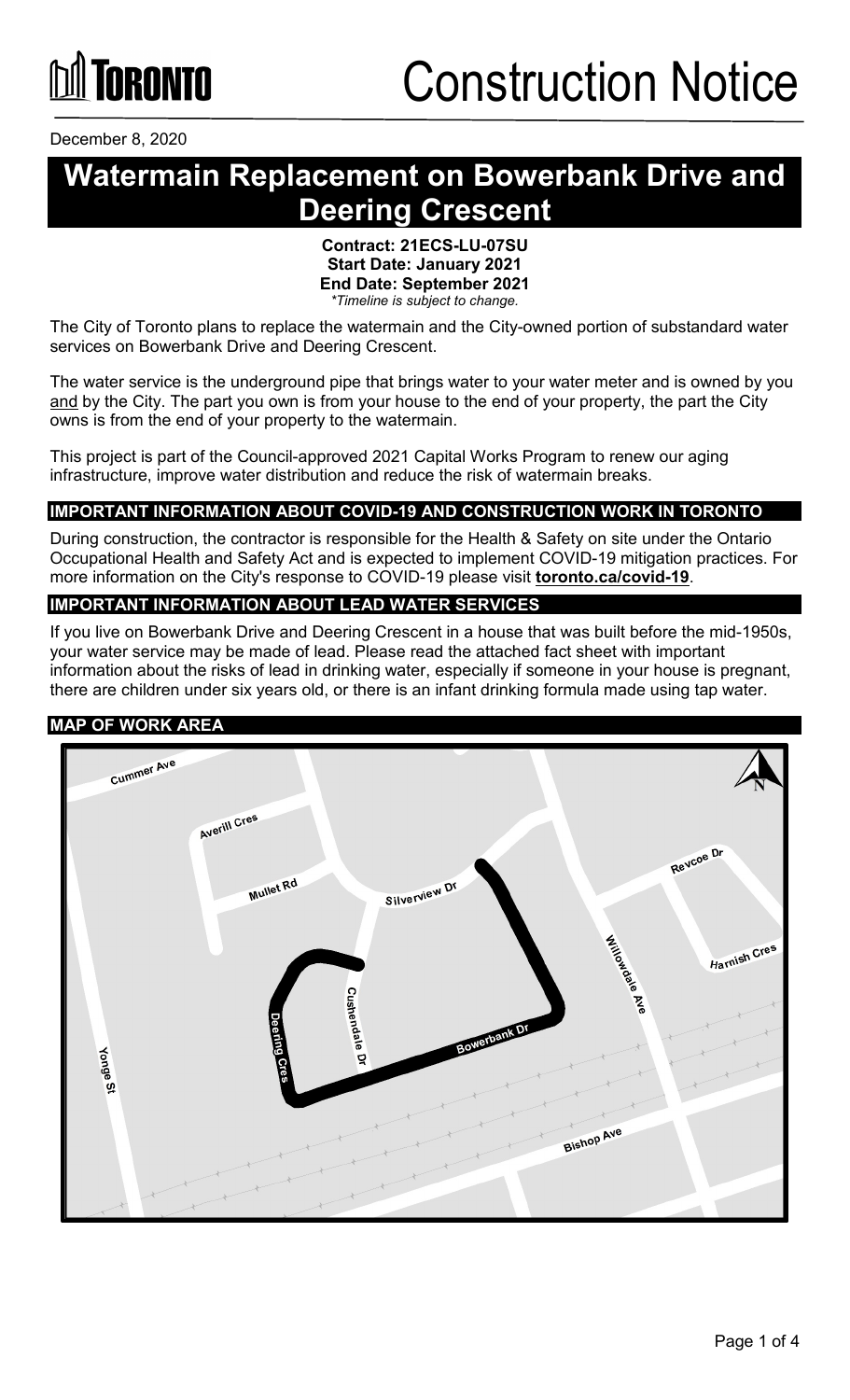Toronto

# Construction Notice

December 8, 2020

# Watermain Replacement on Bowerbank Drive and Deering Crescent

**Contract: 21ECS-LU-07SU**
**Start Date: January 2021**
**End Date: September 2021**
*\*Timeline is subject to change.*

The City of Toronto plans to replace the watermain and the City-owned portion of substandard water services on Bowerbank Drive and Deering Crescent.

The water service is the underground pipe that brings water to your water meter and is owned by you and by the City. The part you own is from your house to the end of your property, the part the City owns is from the end of your property to the watermain.

This project is part of the Council-approved 2021 Capital Works Program to renew our aging infrastructure, improve water distribution and reduce the risk of watermain breaks.

## IMPORTANT INFORMATION ABOUT COVID-19 AND CONSTRUCTION WORK IN TORONTO

During construction, the contractor is responsible for the Health & Safety on site under the Ontario Occupational Health and Safety Act and is expected to implement COVID-19 mitigation practices. For more information on the City's response to COVID-19 please visit **toronto.ca/covid-19**.

## IMPORTANT INFORMATION ABOUT LEAD WATER SERVICES

If you live on Bowerbank Drive and Deering Crescent in a house that was built before the mid-1950s, your water service may be made of lead. Please read the attached fact sheet with important information about the risks of lead in drinking water, especially if someone in your house is pregnant, there are children under six years old, or there is an infant drinking formula made using tap water.

## MAP OF WORK AREA

Cummer Ave, Averill Cres, Mullet Rd, Silverview Dr, Revcoe Dr, Harnish Cres, Willowdale Ave, Cushendale Dr, Deering Cres, Bowerbank Dr, Yonge St, Bishop Ave, N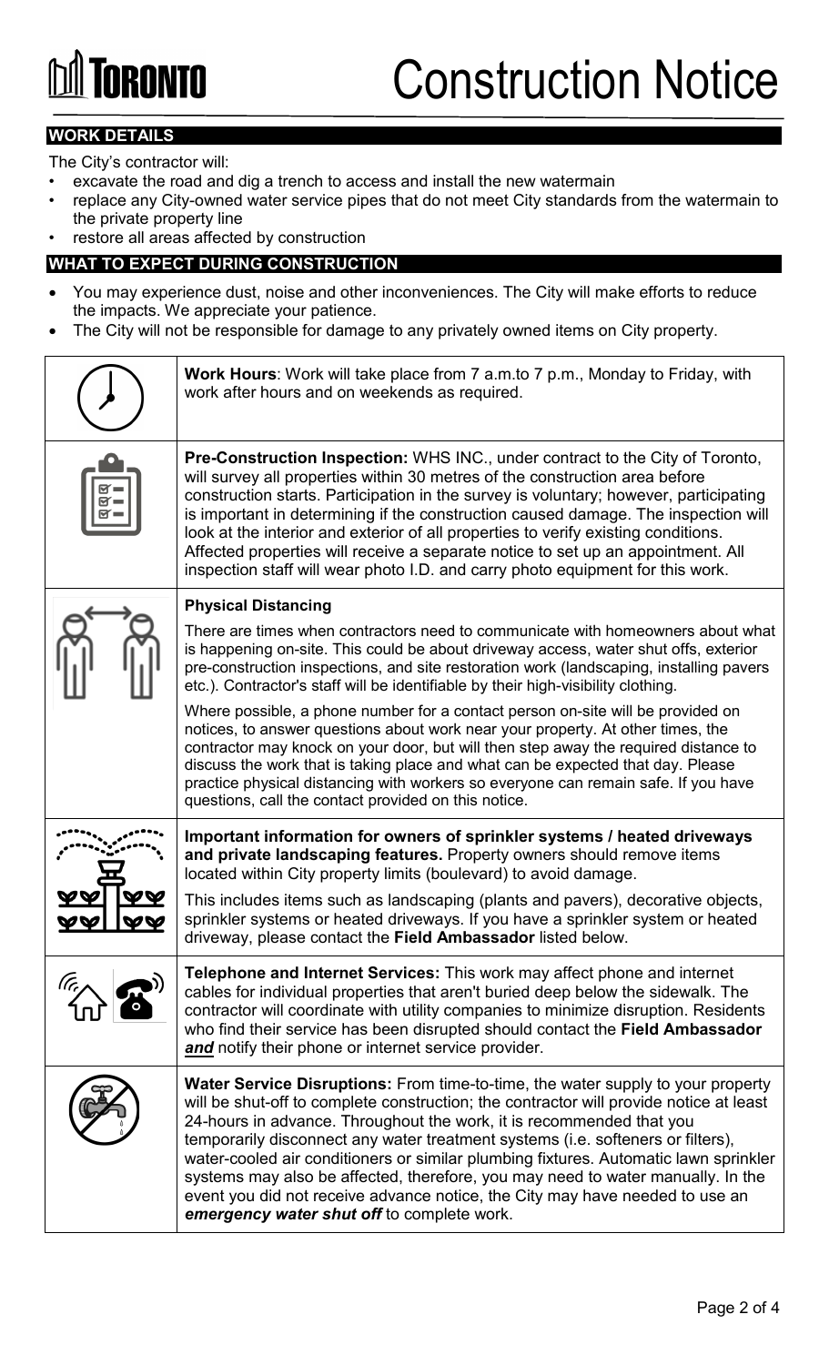# Construction Notice

## WORK DETAILS

The City's contractor will:

- excavate the road and dig a trench to access and install the new watermain
- replace any City-owned water service pipes that do not meet City standards from the watermain to the private property line
- restore all areas affected by construction

## WHAT TO EXPECT DURING CONSTRUCTION

- You may experience dust, noise and other inconveniences. The City will make efforts to reduce the impacts. We appreciate your patience.
- The City will not be responsible for damage to any privately owned items on City property.

**Work Hours**: Work will take place from 7 a.m.to 7 p.m., Monday to Friday, with work after hours and on weekends as required.

**Pre-Construction Inspection:** WHS INC., under contract to the City of Toronto, will survey all properties within 30 metres of the construction area before construction starts. Participation in the survey is voluntary; however, participating is important in determining if the construction caused damage. The inspection will look at the interior and exterior of all properties to verify existing conditions. Affected properties will receive a separate notice to set up an appointment. All inspection staff will wear photo I.D. and carry photo equipment for this work.

**Physical Distancing**

There are times when contractors need to communicate with homeowners about what is happening on-site. This could be about driveway access, water shut offs, exterior pre-construction inspections, and site restoration work (landscaping, installing pavers etc.). Contractor's staff will be identifiable by their high-visibility clothing.

Where possible, a phone number for a contact person on-site will be provided on notices, to answer questions about work near your property. At other times, the contractor may knock on your door, but will then step away the required distance to discuss the work that is taking place and what can be expected that day. Please practice physical distancing with workers so everyone can remain safe. If you have questions, call the contact provided on this notice.

**Important information for owners of sprinkler systems / heated driveways and private landscaping features.** Property owners should remove items located within City property limits (boulevard) to avoid damage.

This includes items such as landscaping (plants and pavers), decorative objects, sprinkler systems or heated driveways. If you have a sprinkler system or heated driveway, please contact the **Field Ambassador** listed below.

**Telephone and Internet Services:** This work may affect phone and internet cables for individual properties that aren't buried deep below the sidewalk. The contractor will coordinate with utility companies to minimize disruption. Residents who find their service has been disrupted should contact the **Field Ambassador** ***and*** notify their phone or internet service provider.

**Water Service Disruptions:** From time-to-time, the water supply to your property will be shut-off to complete construction; the contractor will provide notice at least 24-hours in advance. Throughout the work, it is recommended that you temporarily disconnect any water treatment systems (i.e. softeners or filters), water-cooled air conditioners or similar plumbing fixtures. Automatic lawn sprinkler systems may also be affected, therefore, you may need to water manually. In the event you did not receive advance notice, the City may have needed to use an ***emergency water shut off*** to complete work.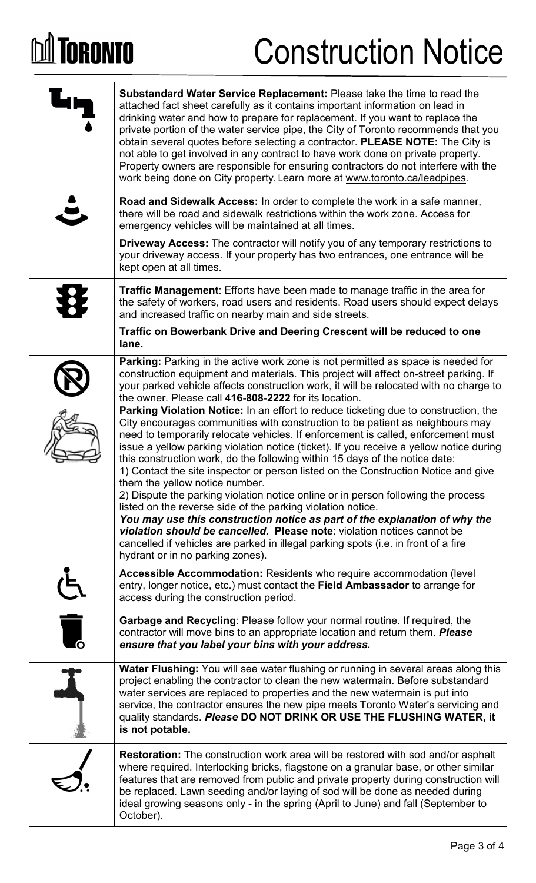# Construction Notice

**Substandard Water Service Replacement:** Please take the time to read the attached fact sheet carefully as it contains important information on lead in drinking water and how to prepare for replacement. If you want to replace the private portion of the water service pipe, the City of Toronto recommends that you obtain several quotes before selecting a contractor. **PLEASE NOTE:** The City is not able to get involved in any contract to have work done on private property. Property owners are responsible for ensuring contractors do not interfere with the work being done on City property. Learn more at www.toronto.ca/leadpipes.

**Road and Sidewalk Access:** In order to complete the work in a safe manner, there will be road and sidewalk restrictions within the work zone. Access for emergency vehicles will be maintained at all times.

**Driveway Access:** The contractor will notify you of any temporary restrictions to your driveway access. If your property has two entrances, one entrance will be kept open at all times.

**Traffic Management**: Efforts have been made to manage traffic in the area for the safety of workers, road users and residents. Road users should expect delays and increased traffic on nearby main and side streets.

**Traffic on Bowerbank Drive and Deering Crescent will be reduced to one lane.**

**Parking:** Parking in the active work zone is not permitted as space is needed for construction equipment and materials. This project will affect on-street parking. If your parked vehicle affects construction work, it will be relocated with no charge to the owner. Please call **416-808-2222** for its location.

**Parking Violation Notice:** In an effort to reduce ticketing due to construction, the City encourages communities with construction to be patient as neighbours may need to temporarily relocate vehicles. If enforcement is called, enforcement must issue a yellow parking violation notice (ticket). If you receive a yellow notice during this construction work, do the following within 15 days of the notice date:

1) Contact the site inspector or person listed on the Construction Notice and give them the yellow notice number.
2) Dispute the parking violation notice online or in person following the process listed on the reverse side of the parking violation notice.

***You may use this construction notice as part of the explanation of why the violation should be cancelled.*** **Please note**: violation notices cannot be cancelled if vehicles are parked in illegal parking spots (i.e. in front of a fire hydrant or in no parking zones).

**Accessible Accommodation:** Residents who require accommodation (level entry, longer notice, etc.) must contact the **Field Ambassador** to arrange for access during the construction period.

**Garbage and Recycling**: Please follow your normal routine. If required, the contractor will move bins to an appropriate location and return them. ***Please ensure that you label your bins with your address.***

**Water Flushing:** You will see water flushing or running in several areas along this project enabling the contractor to clean the new watermain. Before substandard water services are replaced to properties and the new watermain is put into service, the contractor ensures the new pipe meets Toronto Water's servicing and quality standards. ***Please* DO NOT DRINK OR USE THE FLUSHING WATER, it is not potable.**

**Restoration:** The construction work area will be restored with sod and/or asphalt where required. Interlocking bricks, flagstone on a granular base, or other similar features that are removed from public and private property during construction will be replaced. Lawn seeding and/or laying of sod will be done as needed during ideal growing seasons only - in the spring (April to June) and fall (September to October).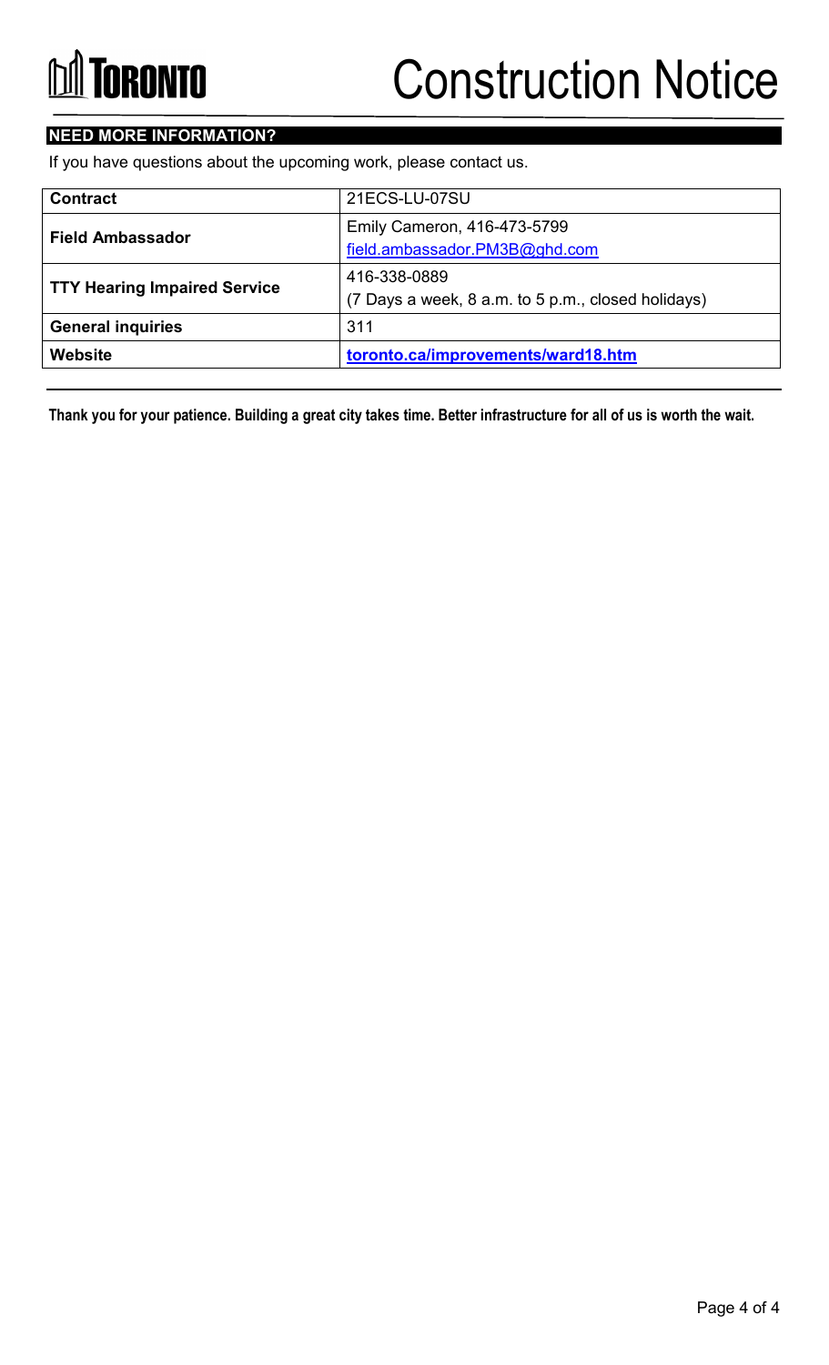# Construction Notice

## NEED MORE INFORMATION?

If you have questions about the upcoming work, please contact us.

| | |
|---|---|
| **Contract** | 21ECS-LU-07SU |
| **Field Ambassador** | Emily Cameron, 416-473-5799<br>field.ambassador.PM3B@ghd.com |
| **TTY Hearing Impaired Service** | 416-338-0889<br>(7 Days a week, 8 a.m. to 5 p.m., closed holidays) |
| **General inquiries** | 311 |
| **Website** | **toronto.ca/improvements/ward18.htm** |

**Thank you for your patience. Building a great city takes time. Better infrastructure for all of us is worth the wait.**